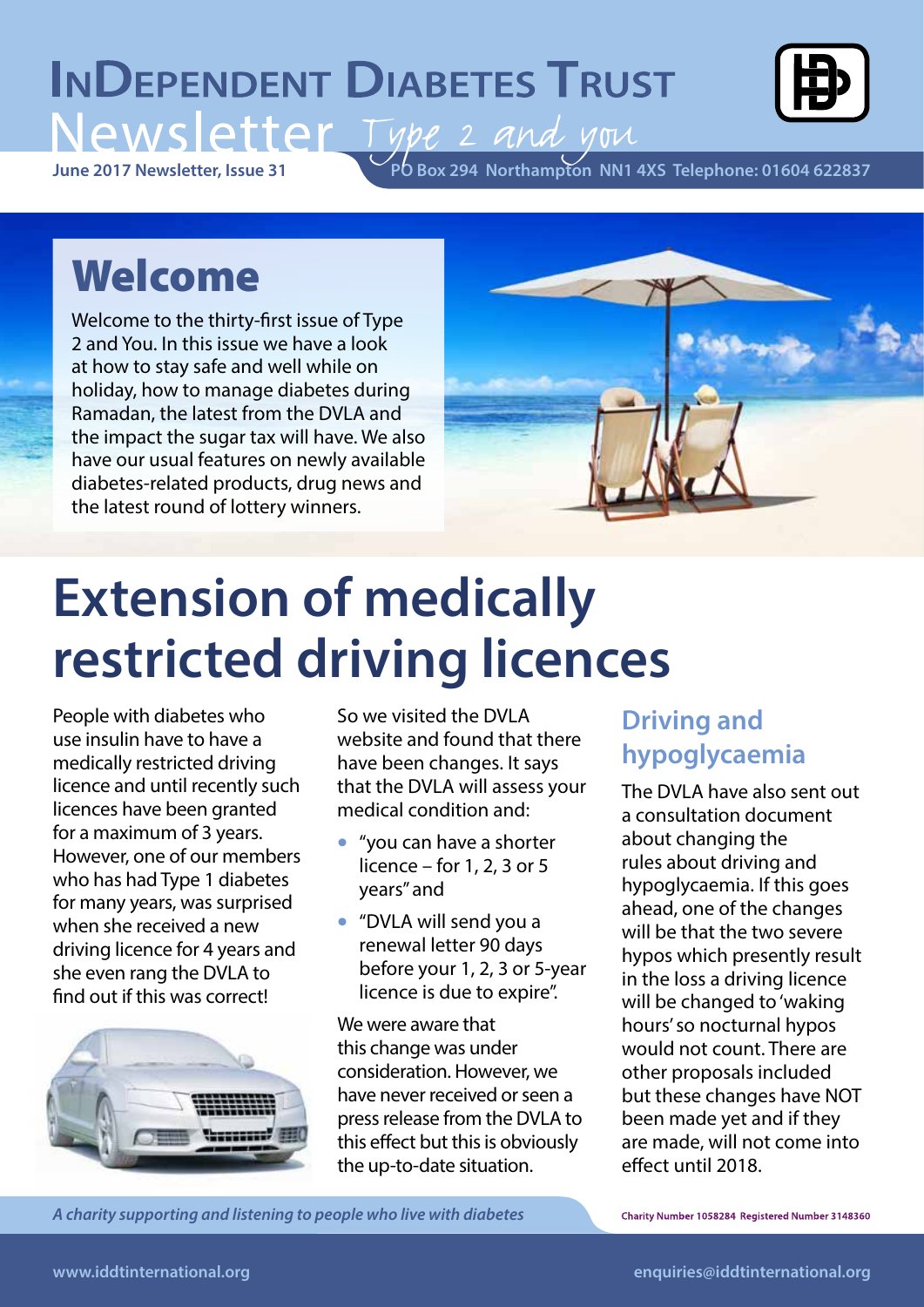# InDependent Diabetes Trust

# Newsletter *Type 2 and you*

**June 2017 Newsletter, Issue 31**

PO Box 294 Northampton NN1 4XS Telephone: 01604 622837

## Welcome

Welcome to the thirty-first issue of Type 2 and You. In this issue we have a look at how to stay safe and well while on holiday, how to manage diabetes during Ramadan, the latest from the DVLA and the impact the sugar tax will have. We also have our usual features on newly available diabetes-related products, drug news and the latest round of lottery winners.

# Extension of medically restricted driving licences

People with diabetes who use insulin have to have a medically restricted driving licence and until recently such licences have been granted for a maximum of 3 years. However, one of our members who has had Type 1 diabetes for many years, was surprised when she received a new driving licence for 4 years and she even rang the DVLA to find out if this was correct!

So we visited the DVLA website and found that there have been changes. It says that the DVLA will assess your medical condition and:

- "you can have a shorter licence – for 1, 2, 3 or 5 years" and
- "DVLA will send you a renewal letter 90 days before your 1, 2, 3 or 5-year licence is due to expire".

We were aware that this change was under consideration. However, we have never received or seen a press release from the DVLA to this effect but this is obviously the up-to-date situation.

## Driving and hypoglycaemia

The DVLA have also sent out a consultation document about changing the rules about driving and hypoglycaemia. If this goes ahead, one of the changes will be that the two severe hypos which presently result in the loss a driving licence will be changed to 'waking hours' so nocturnal hypos would not count. There are other proposals included but these changes have NOT been made yet and if they are made, will not come into effect until 2018.

*A charity supporting and listening to people who live with diabetes*

Charity Number 1058284 Registered Number 3148360

www.iddtinternational.org enquiries@iddtinternational.org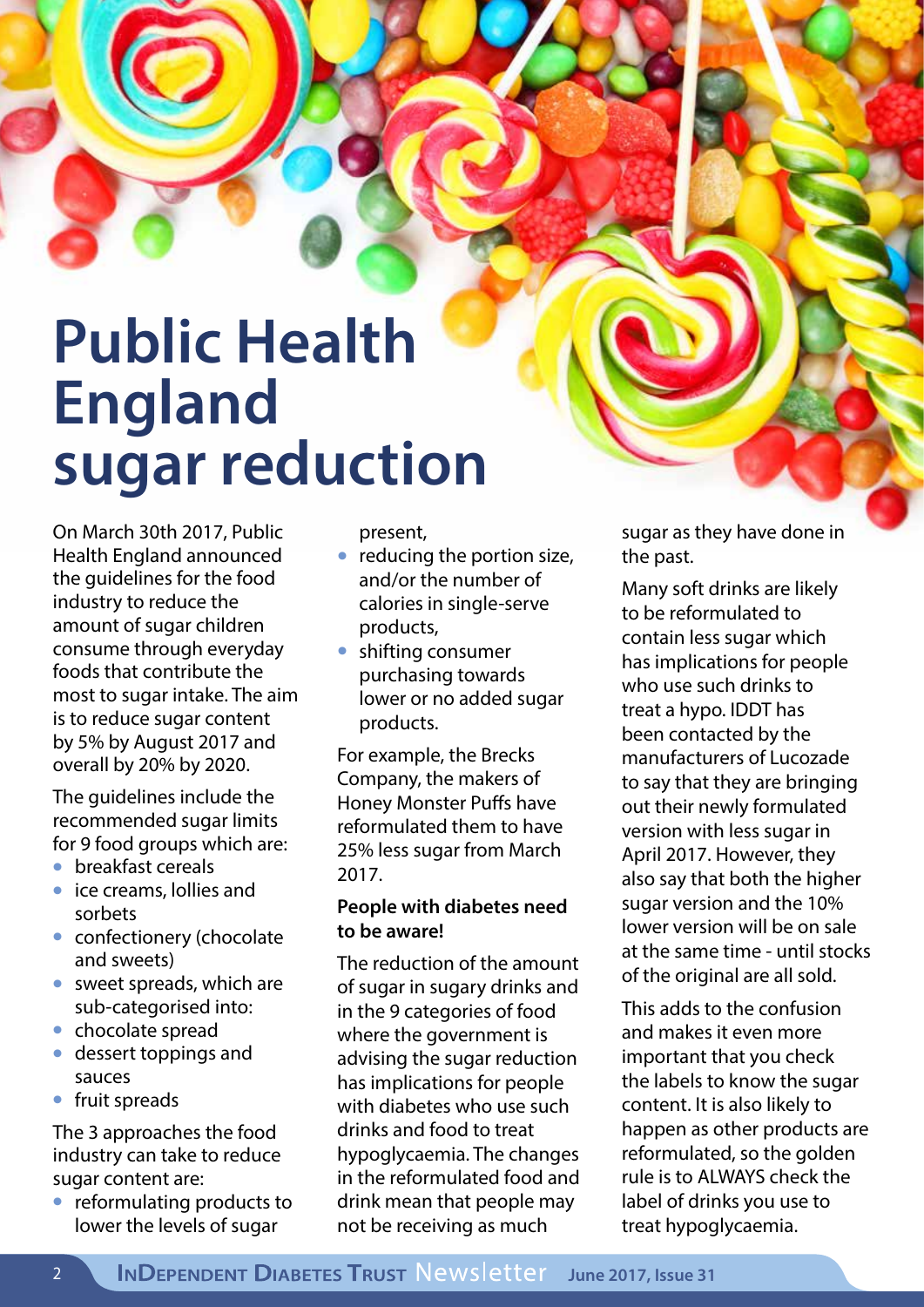# Public Health England sugar reduction

On March 30th 2017, Public Health England announced the guidelines for the food industry to reduce the amount of sugar children consume through everyday foods that contribute the most to sugar intake. The aim is to reduce sugar content by 5% by August 2017 and overall by 20% by 2020.

The guidelines include the recommended sugar limits for 9 food groups which are:

- breakfast cereals
- ice creams, lollies and sorbets
- confectionery (chocolate and sweets)
- sweet spreads, which are sub-categorised into:
- chocolate spread
- dessert toppings and sauces
- fruit spreads

The 3 approaches the food industry can take to reduce sugar content are:

- reformulating products to lower the levels of sugar present,
- reducing the portion size, and/or the number of calories in single-serve products,
- shifting consumer purchasing towards lower or no added sugar products.

For example, the Brecks Company, the makers of Honey Monster Puffs have reformulated them to have 25% less sugar from March 2017.

**People with diabetes need to be aware!**

The reduction of the amount of sugar in sugary drinks and in the 9 categories of food where the government is advising the sugar reduction has implications for people with diabetes who use such drinks and food to treat hypoglycaemia. The changes in the reformulated food and drink mean that people may not be receiving as much sugar as they have done in the past.

Many soft drinks are likely to be reformulated to contain less sugar which has implications for people who use such drinks to treat a hypo. IDDT has been contacted by the manufacturers of Lucozade to say that they are bringing out their newly formulated version with less sugar in April 2017. However, they also say that both the higher sugar version and the 10% lower version will be on sale at the same time - until stocks of the original are all sold.

This adds to the confusion and makes it even more important that you check the labels to know the sugar content. It is also likely to happen as other products are reformulated, so the golden rule is to ALWAYS check the label of drinks you use to treat hypoglycaemia.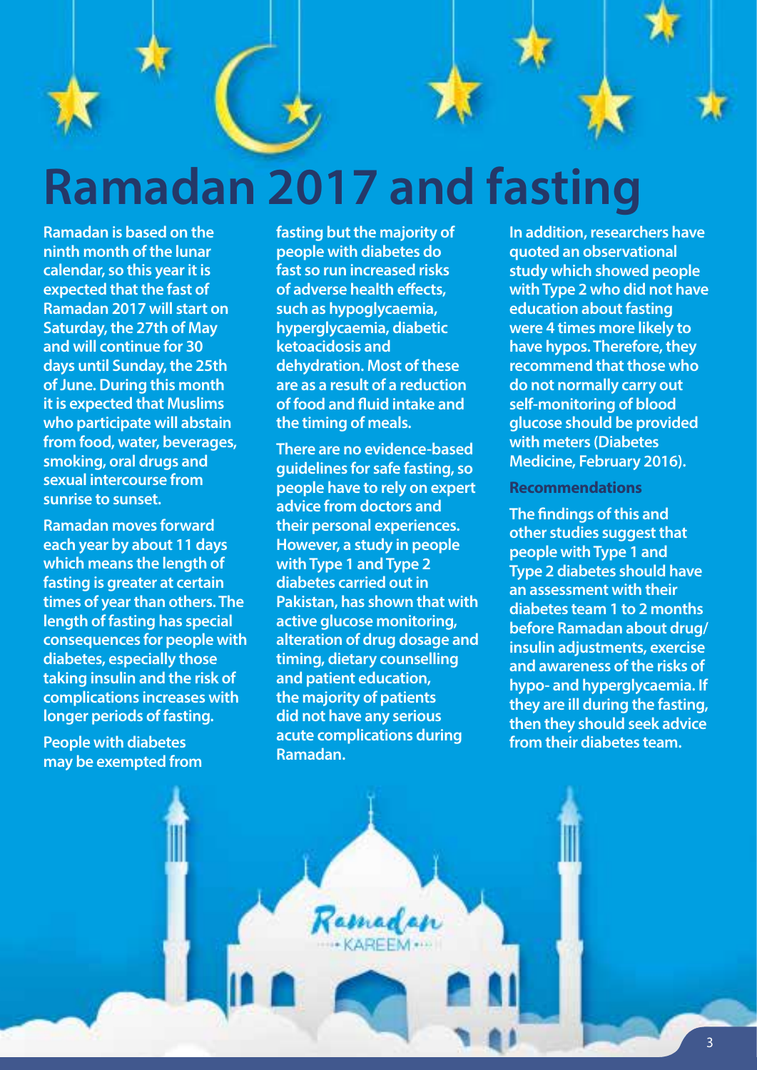# Ramadan 2017 and fasting

Ramadan is based on the ninth month of the lunar calendar, so this year it is expected that the fast of Ramadan 2017 will start on Saturday, the 27th of May and will continue for 30 days until Sunday, the 25th of June. During this month it is expected that Muslims who participate will abstain from food, water, beverages, smoking, oral drugs and sexual intercourse from sunrise to sunset.

Ramadan moves forward each year by about 11 days which means the length of fasting is greater at certain times of year than others. The length of fasting has special consequences for people with diabetes, especially those taking insulin and the risk of complications increases with longer periods of fasting.

People with diabetes may be exempted from fasting but the majority of people with diabetes do fast so run increased risks of adverse health effects, such as hypoglycaemia, hyperglycaemia, diabetic ketoacidosis and dehydration. Most of these are as a result of a reduction of food and fluid intake and the timing of meals.

There are no evidence-based guidelines for safe fasting, so people have to rely on expert advice from doctors and their personal experiences. However, a study in people with Type 1 and Type 2 diabetes carried out in Pakistan, has shown that with active glucose monitoring, alteration of drug dosage and timing, dietary counselling and patient education, the majority of patients did not have any serious acute complications during Ramadan.

In addition, researchers have quoted an observational study which showed people with Type 2 who did not have education about fasting were 4 times more likely to have hypos. Therefore, they recommend that those who do not normally carry out self-monitoring of blood glucose should be provided with meters (Diabetes Medicine, February 2016).

### Recommendations

The findings of this and other studies suggest that people with Type 1 and Type 2 diabetes should have an assessment with their diabetes team 1 to 2 months before Ramadan about drug/insulin adjustments, exercise and awareness of the risks of hypo- and hyperglycaemia. If they are ill during the fasting, then they should seek advice from their diabetes team.

Ramadan KAREEM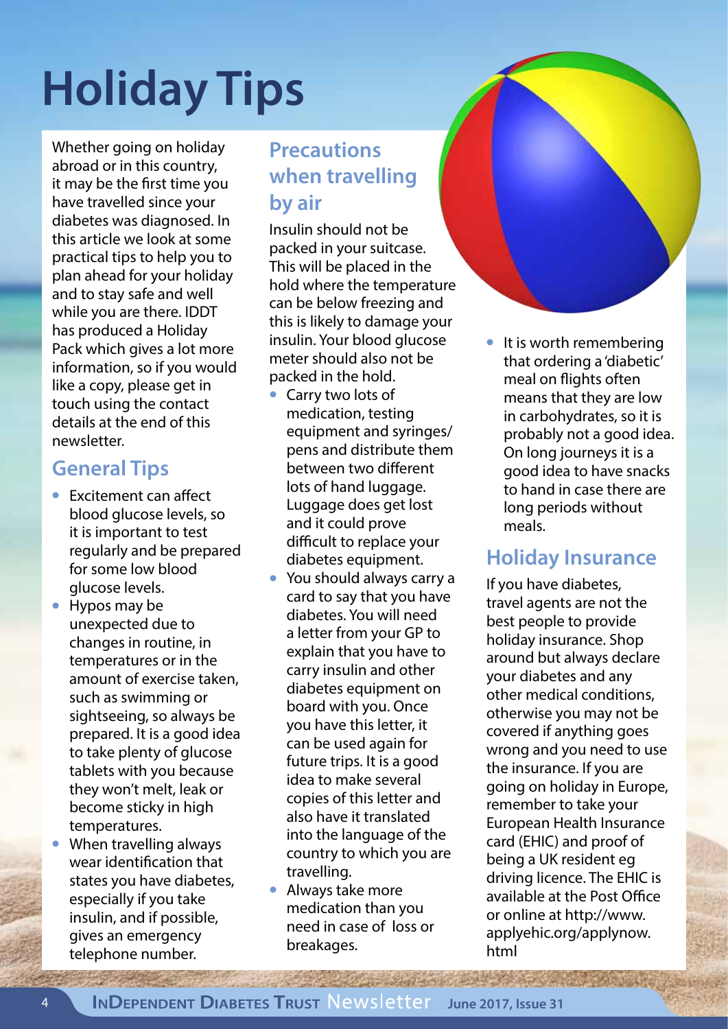# Holiday Tips

Whether going on holiday abroad or in this country, it may be the first time you have travelled since your diabetes was diagnosed. In this article we look at some practical tips to help you to plan ahead for your holiday and to stay safe and well while you are there. IDDT has produced a Holiday Pack which gives a lot more information, so if you would like a copy, please get in touch using the contact details at the end of this newsletter.

## General Tips

- Excitement can affect blood glucose levels, so it is important to test regularly and be prepared for some low blood glucose levels.
- Hypos may be unexpected due to changes in routine, in temperatures or in the amount of exercise taken, such as swimming or sightseeing, so always be prepared. It is a good idea to take plenty of glucose tablets with you because they won't melt, leak or become sticky in high temperatures.
- When travelling always wear identification that states you have diabetes, especially if you take insulin, and if possible, gives an emergency telephone number.

## Precautions when travelling by air

Insulin should not be packed in your suitcase. This will be placed in the hold where the temperature can be below freezing and this is likely to damage your insulin. Your blood glucose meter should also not be packed in the hold.

- Carry two lots of medication, testing equipment and syringes/ pens and distribute them between two different lots of hand luggage. Luggage does get lost and it could prove difficult to replace your diabetes equipment.
- You should always carry a card to say that you have diabetes. You will need a letter from your GP to explain that you have to carry insulin and other diabetes equipment on board with you. Once you have this letter, it can be used again for future trips. It is a good idea to make several copies of this letter and also have it translated into the language of the country to which you are travelling.
- Always take more medication than you need in case of loss or breakages.
- It is worth remembering that ordering a 'diabetic' meal on flights often means that they are low in carbohydrates, so it is probably not a good idea. On long journeys it is a good idea to have snacks to hand in case there are long periods without meals.

## Holiday Insurance

If you have diabetes, travel agents are not the best people to provide holiday insurance. Shop around but always declare your diabetes and any other medical conditions, otherwise you may not be covered if anything goes wrong and you need to use the insurance. If you are going on holiday in Europe, remember to take your European Health Insurance card (EHIC) and proof of being a UK resident eg driving licence. The EHIC is available at the Post Office or online at http://www.applyehic.org/applynow.html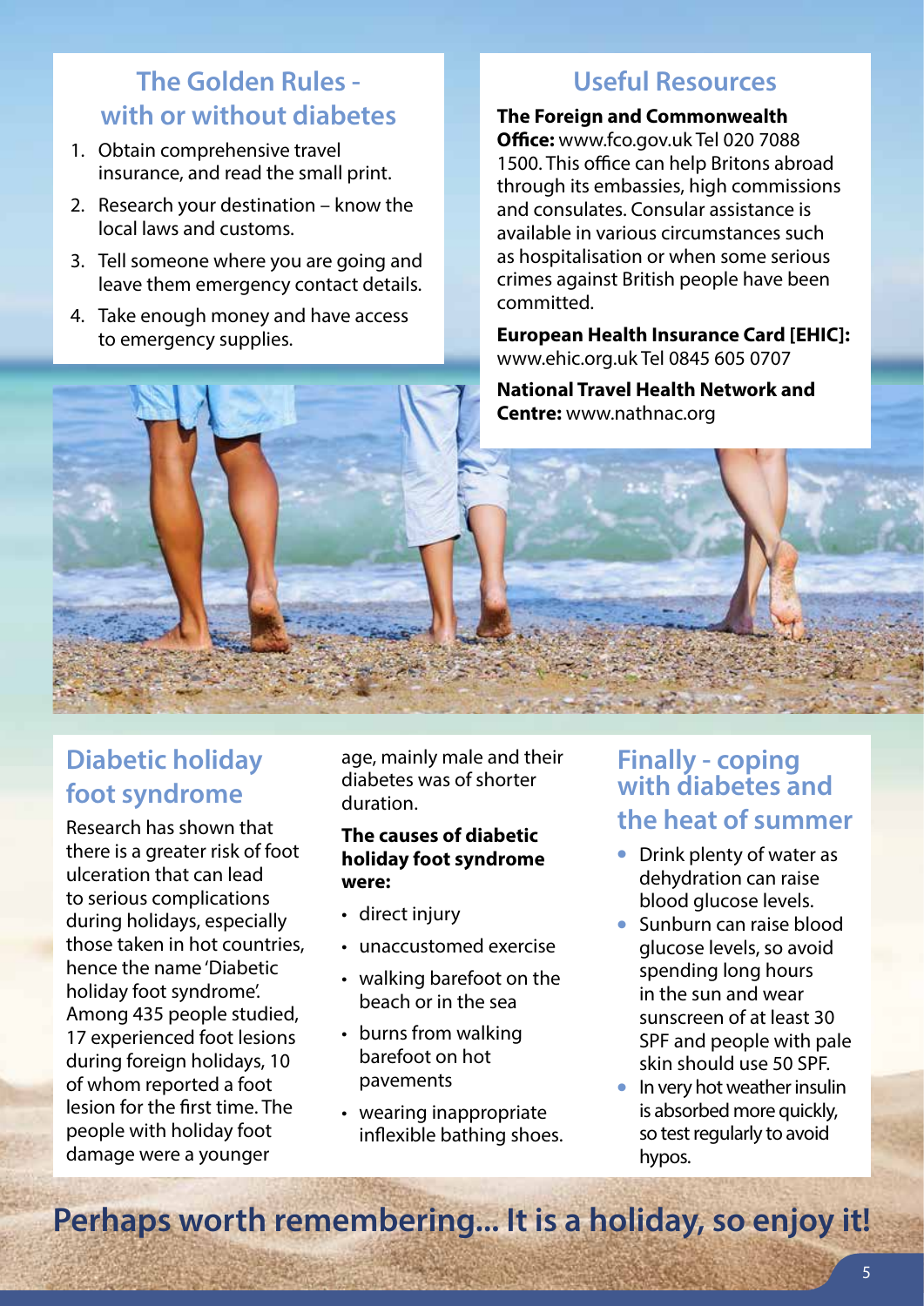## The Golden Rules - with or without diabetes

1. Obtain comprehensive travel insurance, and read the small print.
2. Research your destination – know the local laws and customs.
3. Tell someone where you are going and leave them emergency contact details.
4. Take enough money and have access to emergency supplies.

## Useful Resources

**The Foreign and Commonwealth Office:** www.fco.gov.uk Tel 020 7088 1500. This office can help Britons abroad through its embassies, high commissions and consulates. Consular assistance is available in various circumstances such as hospitalisation or when some serious crimes against British people have been committed.

**European Health Insurance Card [EHIC]:** www.ehic.org.uk Tel 0845 605 0707

**National Travel Health Network and Centre:** www.nathnac.org

## Diabetic holiday foot syndrome

Research has shown that there is a greater risk of foot ulceration that can lead to serious complications during holidays, especially those taken in hot countries, hence the name 'Diabetic holiday foot syndrome'. Among 435 people studied, 17 experienced foot lesions during foreign holidays, 10 of whom reported a foot lesion for the first time. The people with holiday foot damage were a younger age, mainly male and their diabetes was of shorter duration.

**The causes of diabetic holiday foot syndrome were:**

- direct injury
- unaccustomed exercise
- walking barefoot on the beach or in the sea
- burns from walking barefoot on hot pavements
- wearing inappropriate inflexible bathing shoes.

## Finally - coping with diabetes and the heat of summer

- Drink plenty of water as dehydration can raise blood glucose levels.
- Sunburn can raise blood glucose levels, so avoid spending long hours in the sun and wear sunscreen of at least 30 SPF and people with pale skin should use 50 SPF.
- In very hot weather insulin is absorbed more quickly, so test regularly to avoid hypos.

## Perhaps worth remembering... It is a holiday, so enjoy it!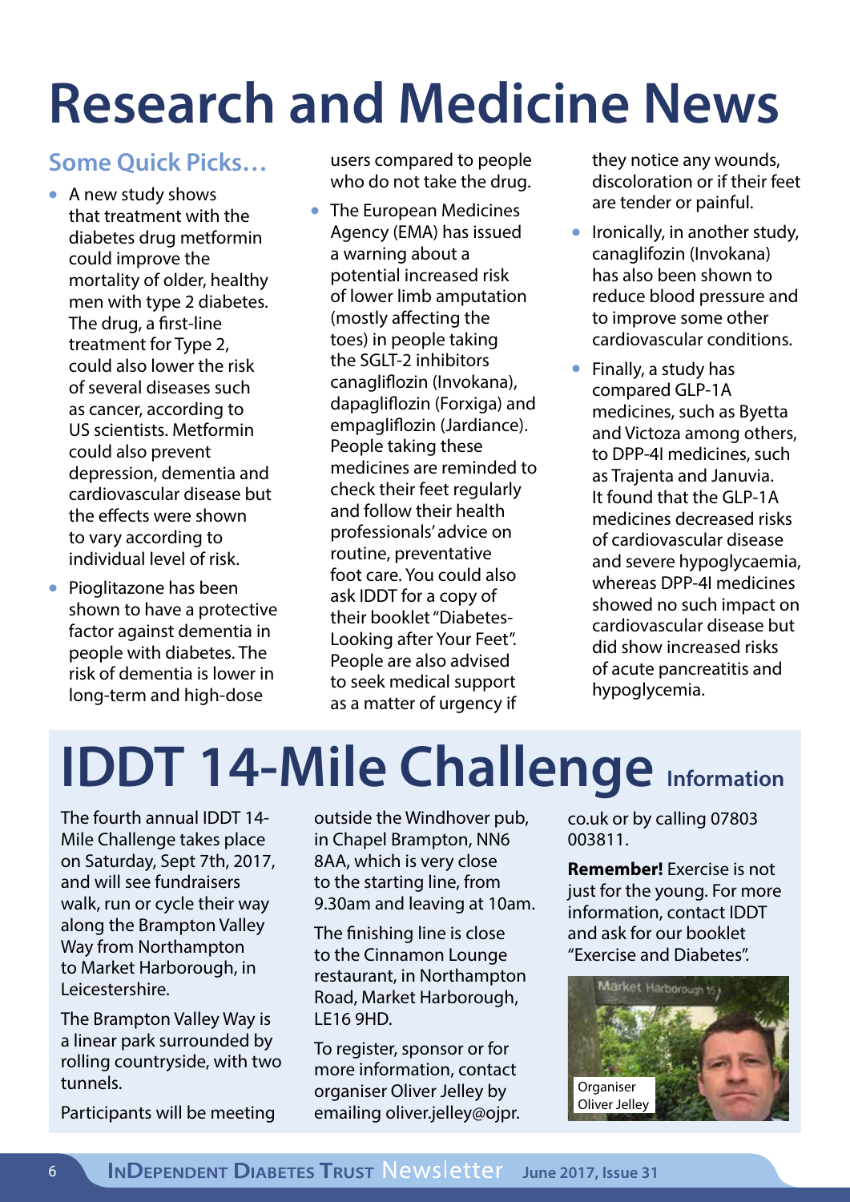# Research and Medicine News

## Some Quick Picks…

- A new study shows that treatment with the diabetes drug metformin could improve the mortality of older, healthy men with type 2 diabetes. The drug, a first-line treatment for Type 2, could also lower the risk of several diseases such as cancer, according to US scientists. Metformin could also prevent depression, dementia and cardiovascular disease but the effects were shown to vary according to individual level of risk.
- Pioglitazone has been shown to have a protective factor against dementia in people with diabetes. The risk of dementia is lower in long-term and high-dose users compared to people who do not take the drug.
- The European Medicines Agency (EMA) has issued a warning about a potential increased risk of lower limb amputation (mostly affecting the toes) in people taking the SGLT-2 inhibitors canagliflozin (Invokana), dapagliflozin (Forxiga) and empagliflozin (Jardiance). People taking these medicines are reminded to check their feet regularly and follow their health professionals' advice on routine, preventative foot care. You could also ask IDDT for a copy of their booklet "Diabetes-Looking after Your Feet". People are also advised to seek medical support as a matter of urgency if they notice any wounds, discoloration or if their feet are tender or painful.
- Ironically, in another study, canagliflozin (Invokana) has also been shown to reduce blood pressure and to improve some other cardiovascular conditions.
- Finally, a study has compared GLP-1A medicines, such as Byetta and Victoza among others, to DPP-4I medicines, such as Trajenta and Januvia. It found that the GLP-1A medicines decreased risks of cardiovascular disease and severe hypoglycaemia, whereas DPP-4I medicines showed no such impact on cardiovascular disease but did show increased risks of acute pancreatitis and hypoglycemia.

# IDDT 14-Mile Challenge Information

The fourth annual IDDT 14-Mile Challenge takes place on Saturday, Sept 7th, 2017, and will see fundraisers walk, run or cycle their way along the Brampton Valley Way from Northampton to Market Harborough, in Leicestershire.

The Brampton Valley Way is a linear park surrounded by rolling countryside, with two tunnels.

Participants will be meeting outside the Windhover pub, in Chapel Brampton, NN6 8AA, which is very close to the starting line, from 9.30am and leaving at 10am.

The finishing line is close to the Cinnamon Lounge restaurant, in Northampton Road, Market Harborough, LE16 9HD.

To register, sponsor or for more information, contact organiser Oliver Jelley by emailing oliver.jelley@ojpr.co.uk or by calling 07803 003811.

**Remember!** Exercise is not just for the young. For more information, contact IDDT and ask for our booklet "Exercise and Diabetes".

Organiser Oliver Jelley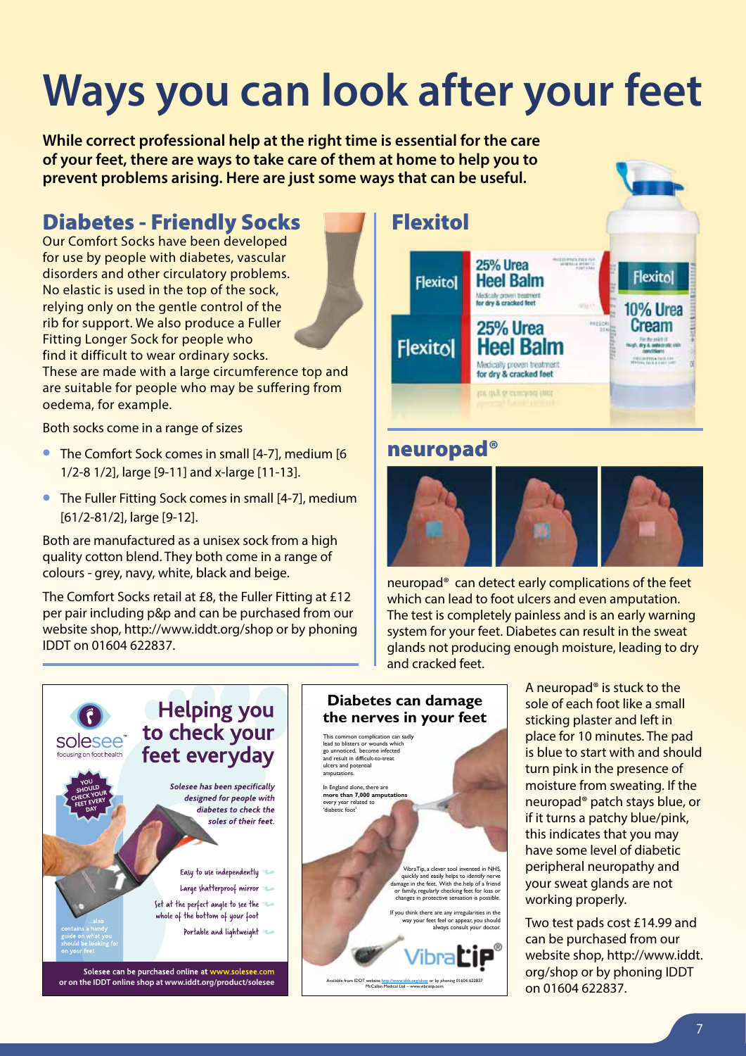# Ways you can look after your feet

**While correct professional help at the right time is essential for the care of your feet, there are ways to take care of them at home to help you to prevent problems arising. Here are just some ways that can be useful.**

## Diabetes - Friendly Socks

Our Comfort Socks have been developed for use by people with diabetes, vascular disorders and other circulatory problems. No elastic is used in the top of the sock, relying only on the gentle control of the rib for support. We also produce a Fuller Fitting Longer Sock for people who find it difficult to wear ordinary socks. These are made with a large circumference top and are suitable for people who may be suffering from oedema, for example.

Both socks come in a range of sizes

- The Comfort Sock comes in small [4-7], medium [6 1/2-8 1/2], large [9-11] and x-large [11-13].
- The Fuller Fitting Sock comes in small [4-7], medium [61/2-81/2], large [9-12].

Both are manufactured as a unisex sock from a high quality cotton blend. They both come in a range of colours - grey, navy, white, black and beige.

The Comfort Socks retail at £8, the Fuller Fitting at £12 per pair including p&p and can be purchased from our website shop, http://www.iddt.org/shop or by phoning IDDT on 01604 622837.

## Flexitol

25% Urea Heel Balm
Medically proven treatment for dry & cracked feet

10% Urea Cream

## neuropad®

neuropad® can detect early complications of the feet which can lead to foot ulcers and even amputation. The test is completely painless and is an early warning system for your feet. Diabetes can result in the sweat glands not producing enough moisture, leading to dry and cracked feet.

A neuropad® is stuck to the sole of each foot like a small sticking plaster and left in place for 10 minutes. The pad is blue to start with and should turn pink in the presence of moisture from sweating. If the neuropad® patch stays blue, or if it turns a patchy blue/pink, this indicates that you may have some level of diabetic peripheral neuropathy and your sweat glands are not working properly.

Two test pads cost £14.99 and can be purchased from our website shop, http://www.iddt.org/shop or by phoning IDDT on 01604 622837.

## Helping you to check your feet everyday

solesee™ focusing on foot health

YOU SHOULD CHECK YOUR FEET EVERY DAY

*Solesee has been specifically designed for people with diabetes to check the soles of their feet.*

- Easy to use independently
- Large shatterproof mirror
- Set at the perfect angle to see the whole of the bottom of your foot
- Portable and lightweight

...also contains a handy guide on what you should be looking for on your feet

**Solesee can be purchased online at www.solesee.com or on the IDDT online shop at www.iddt.org/product/solesee**

## Diabetes can damage the nerves in your feet

This common complication can sadly lead to blisters or wounds which go unnoticed, become infected and result in difficult-to-treat ulcers and potential amputations.

In England alone, there are **more than 7,000 amputations** every year related to 'diabetic foot'

VibraTip, a clever tool invented in NHS, quickly and easily helps to identify nerve damage in the feet. With the help of a friend or family, regularly checking feet for loss or changes in protective sensation is possible.

If you think there are any irregularities in the way your feet feel or appear, you should always consult your doctor.

VibraTip®

Available from IDDT website http://www.iddt.org/shop or by phoning 01604 622837
McCallan Medical Ltd – www.vibratip.com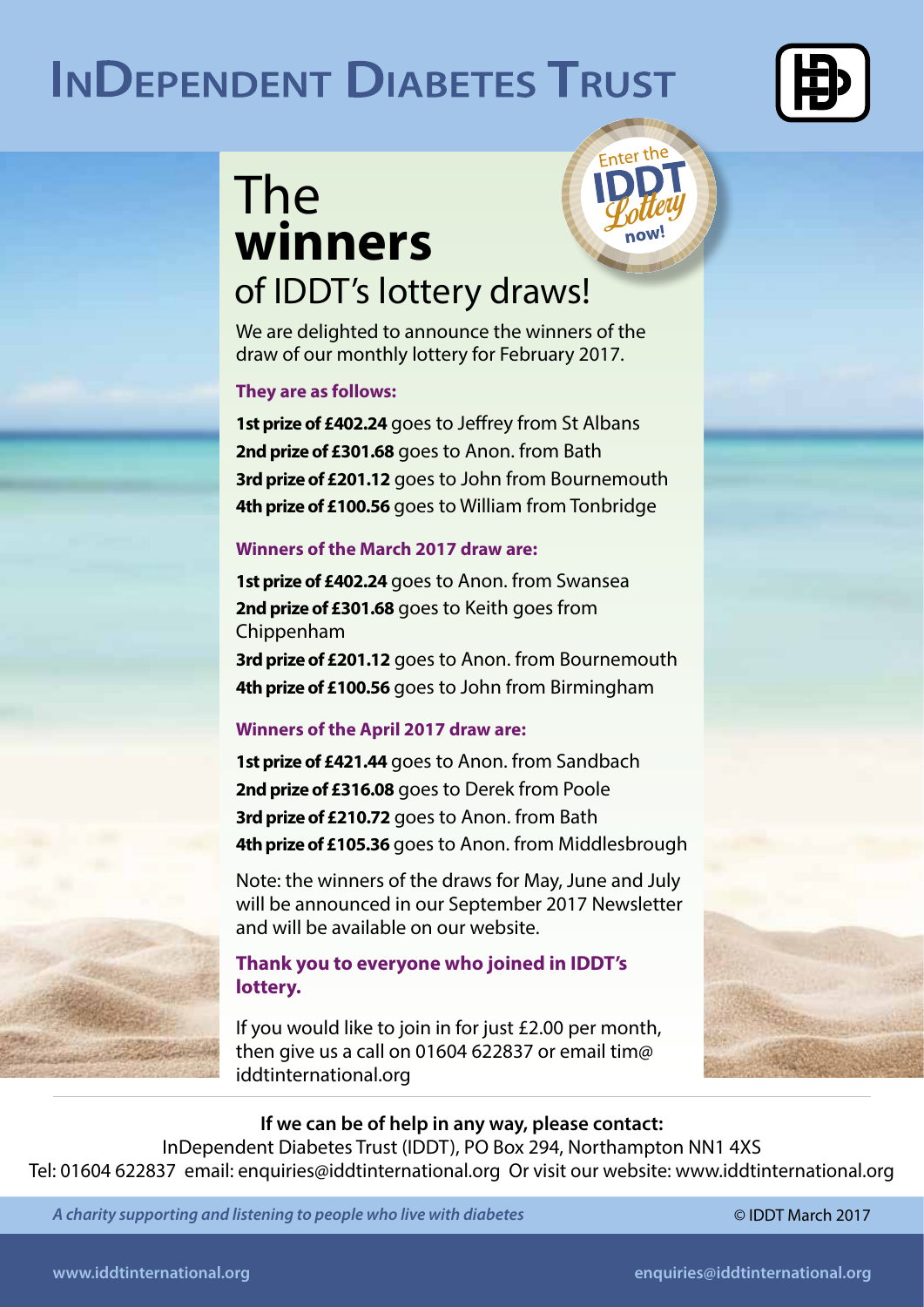# InDependent Diabetes Trust

Enter the IDDT Lottery now!

## The **winners** of IDDT's lottery draws!

We are delighted to announce the winners of the draw of our monthly lottery for February 2017.

**They are as follows:**

**1st prize of £402.24** goes to Jeffrey from St Albans
**2nd prize of £301.68** goes to Anon. from Bath
**3rd prize of £201.12** goes to John from Bournemouth
**4th prize of £100.56** goes to William from Tonbridge

**Winners of the March 2017 draw are:**

**1st prize of £402.24** goes to Anon. from Swansea
**2nd prize of £301.68** goes to Keith goes from Chippenham
**3rd prize of £201.12** goes to Anon. from Bournemouth
**4th prize of £100.56** goes to John from Birmingham

**Winners of the April 2017 draw are:**

**1st prize of £421.44** goes to Anon. from Sandbach
**2nd prize of £316.08** goes to Derek from Poole
**3rd prize of £210.72** goes to Anon. from Bath
**4th prize of £105.36** goes to Anon. from Middlesbrough

Note: the winners of the draws for May, June and July will be announced in our September 2017 Newsletter and will be available on our website.

**Thank you to everyone who joined in IDDT's lottery.**

If you would like to join in for just £2.00 per month, then give us a call on 01604 622837 or email tim@iddtinternational.org

**If we can be of help in any way, please contact:**
InDependent Diabetes Trust (IDDT), PO Box 294, Northampton NN1 4XS
Tel: 01604 622837 email: enquiries@iddtinternational.org Or visit our website: www.iddtinternational.org

***A charity supporting and listening to people who live with diabetes***

© IDDT March 2017